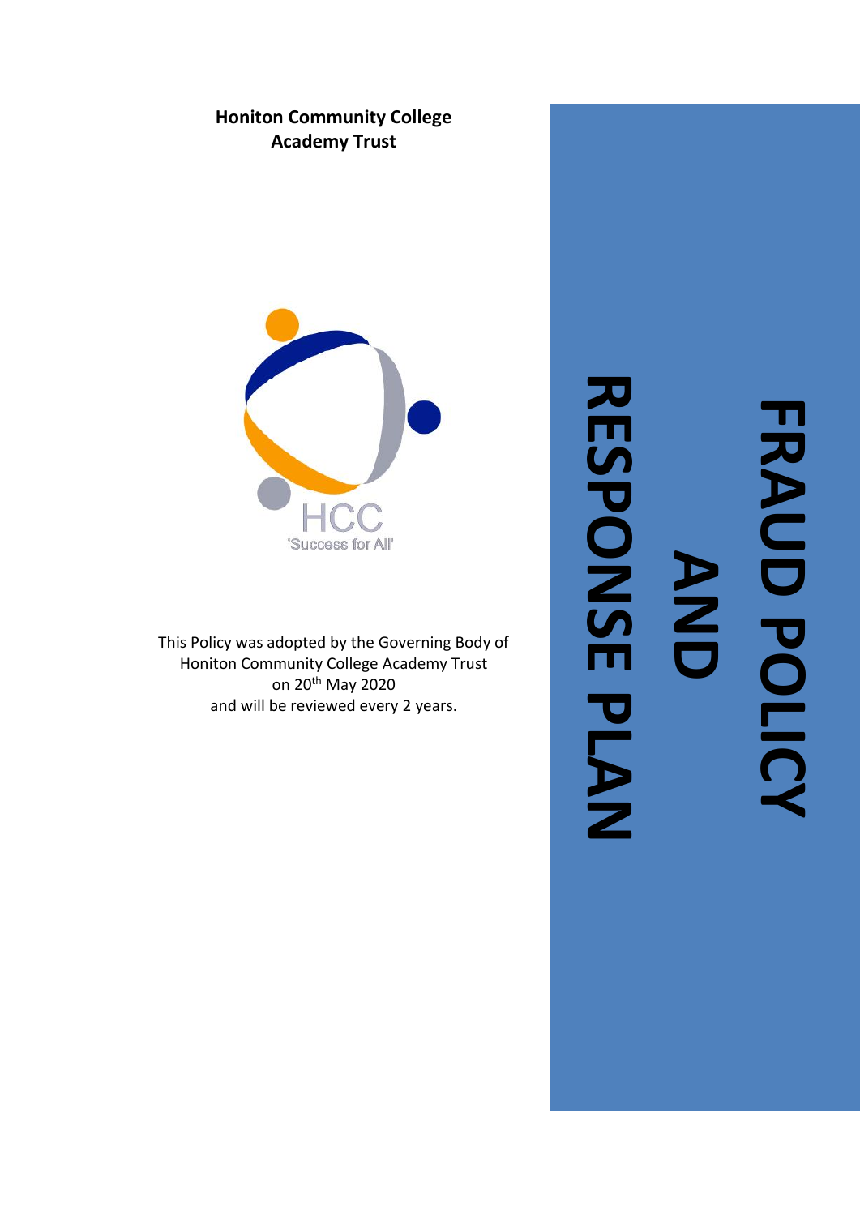**Honiton Community College Academy Trust**

HCC
'Success for All'

This Policy was adopted by the Governing Body of Honiton Community College Academy Trust on 20th May 2020 and will be reviewed every 2 years.

# FRAUD POLICY AND RESPONSE PLAN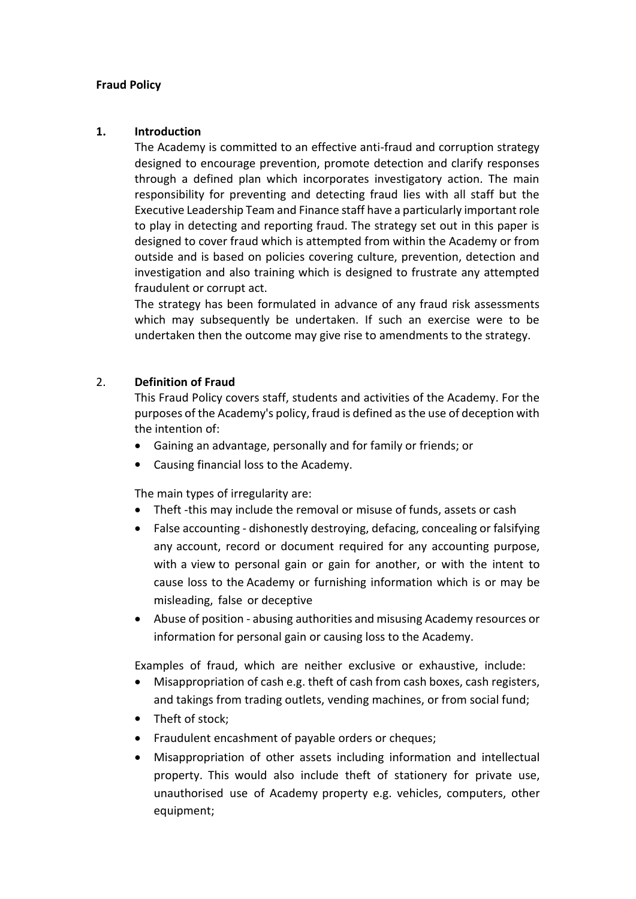**Fraud Policy**

## 1. Introduction

The Academy is committed to an effective anti-fraud and corruption strategy designed to encourage prevention, promote detection and clarify responses through a defined plan which incorporates investigatory action. The main responsibility for preventing and detecting fraud lies with all staff but the Executive Leadership Team and Finance staff have a particularly important role to play in detecting and reporting fraud. The strategy set out in this paper is designed to cover fraud which is attempted from within the Academy or from outside and is based on policies covering culture, prevention, detection and investigation and also training which is designed to frustrate any attempted fraudulent or corrupt act.

The strategy has been formulated in advance of any fraud risk assessments which may subsequently be undertaken. If such an exercise were to be undertaken then the outcome may give rise to amendments to the strategy.

## 2. Definition of Fraud

This Fraud Policy covers staff, students and activities of the Academy. For the purposes of the Academy's policy, fraud is defined as the use of deception with the intention of:

- Gaining an advantage, personally and for family or friends; or
- Causing financial loss to the Academy.

The main types of irregularity are:

- Theft -this may include the removal or misuse of funds, assets or cash
- False accounting - dishonestly destroying, defacing, concealing or falsifying any account, record or document required for any accounting purpose, with a view to personal gain or gain for another, or with the intent to cause loss to the Academy or furnishing information which is or may be misleading, false or deceptive
- Abuse of position - abusing authorities and misusing Academy resources or information for personal gain or causing loss to the Academy.

Examples of fraud, which are neither exclusive or exhaustive, include:

- Misappropriation of cash e.g. theft of cash from cash boxes, cash registers, and takings from trading outlets, vending machines, or from social fund;
- Theft of stock;
- Fraudulent encashment of payable orders or cheques;
- Misappropriation of other assets including information and intellectual property. This would also include theft of stationery for private use, unauthorised use of Academy property e.g. vehicles, computers, other equipment;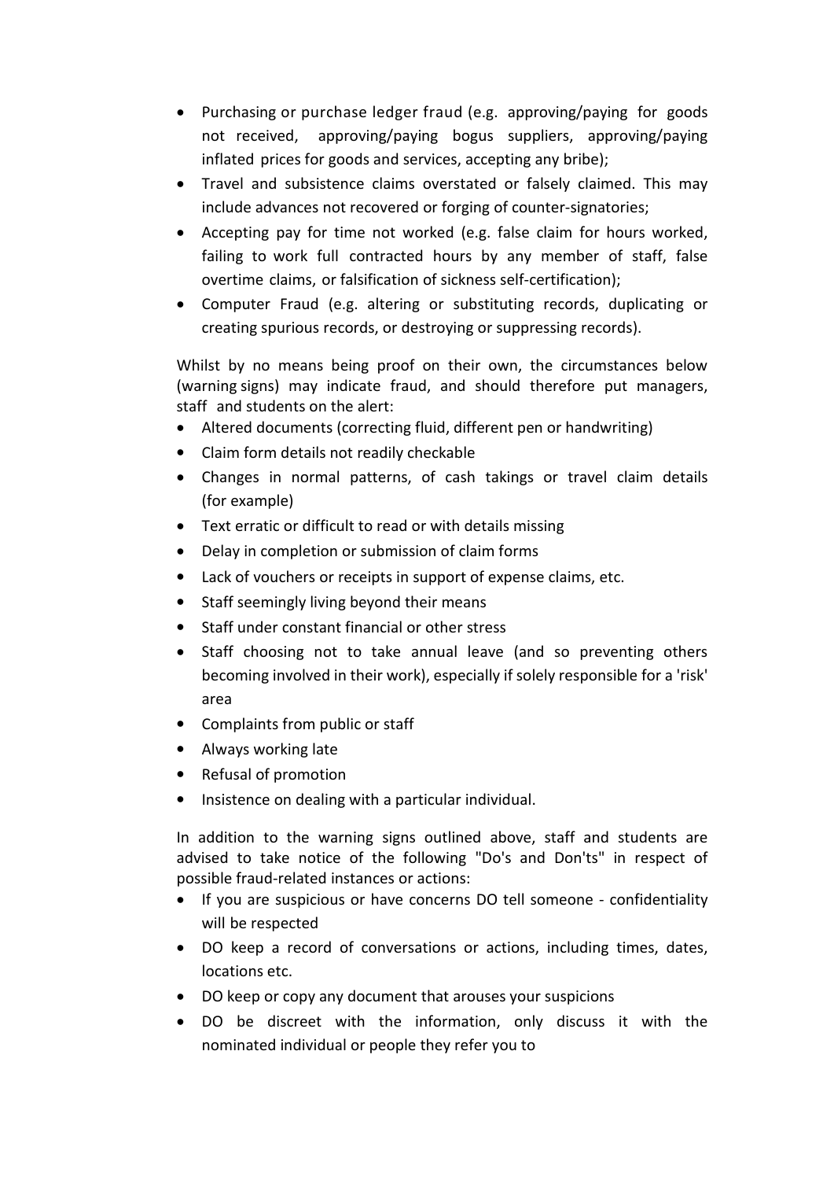- Purchasing or purchase ledger fraud (e.g. approving/paying for goods not received, approving/paying bogus suppliers, approving/paying inflated prices for goods and services, accepting any bribe);
- Travel and subsistence claims overstated or falsely claimed. This may include advances not recovered or forging of counter-signatories;
- Accepting pay for time not worked (e.g. false claim for hours worked, failing to work full contracted hours by any member of staff, false overtime claims, or falsification of sickness self-certification);
- Computer Fraud (e.g. altering or substituting records, duplicating or creating spurious records, or destroying or suppressing records).

Whilst by no means being proof on their own, the circumstances below (warning signs) may indicate fraud, and should therefore put managers, staff and students on the alert:

- Altered documents (correcting fluid, different pen or handwriting)
- Claim form details not readily checkable
- Changes in normal patterns, of cash takings or travel claim details (for example)
- Text erratic or difficult to read or with details missing
- Delay in completion or submission of claim forms
- Lack of vouchers or receipts in support of expense claims, etc.
- Staff seemingly living beyond their means
- Staff under constant financial or other stress
- Staff choosing not to take annual leave (and so preventing others becoming involved in their work), especially if solely responsible for a 'risk' area
- Complaints from public or staff
- Always working late
- Refusal of promotion
- Insistence on dealing with a particular individual.

In addition to the warning signs outlined above, staff and students are advised to take notice of the following "Do's and Don'ts" in respect of possible fraud-related instances or actions:

- If you are suspicious or have concerns DO tell someone - confidentiality will be respected
- DO keep a record of conversations or actions, including times, dates, locations etc.
- DO keep or copy any document that arouses your suspicions
- DO be discreet with the information, only discuss it with the nominated individual or people they refer you to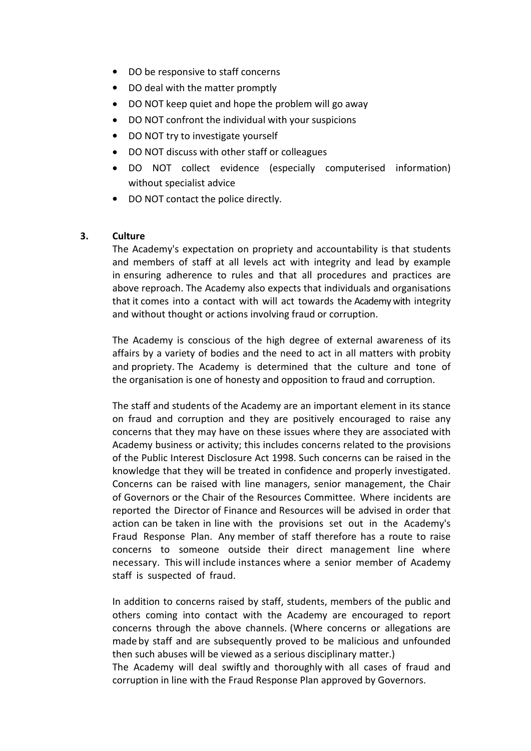- DO be responsive to staff concerns
- DO deal with the matter promptly
- DO NOT keep quiet and hope the problem will go away
- DO NOT confront the individual with your suspicions
- DO NOT try to investigate yourself
- DO NOT discuss with other staff or colleagues
- DO NOT collect evidence (especially computerised information) without specialist advice
- DO NOT contact the police directly.

## 3. Culture

The Academy's expectation on propriety and accountability is that students and members of staff at all levels act with integrity and lead by example in ensuring adherence to rules and that all procedures and practices are above reproach. The Academy also expects that individuals and organisations that it comes into a contact with will act towards the Academy with integrity and without thought or actions involving fraud or corruption.

The Academy is conscious of the high degree of external awareness of its affairs by a variety of bodies and the need to act in all matters with probity and propriety. The Academy is determined that the culture and tone of the organisation is one of honesty and opposition to fraud and corruption.

The staff and students of the Academy are an important element in its stance on fraud and corruption and they are positively encouraged to raise any concerns that they may have on these issues where they are associated with Academy business or activity; this includes concerns related to the provisions of the Public Interest Disclosure Act 1998. Such concerns can be raised in the knowledge that they will be treated in confidence and properly investigated. Concerns can be raised with line managers, senior management, the Chair of Governors or the Chair of the Resources Committee. Where incidents are reported the Director of Finance and Resources will be advised in order that action can be taken in line with the provisions set out in the Academy's Fraud Response Plan. Any member of staff therefore has a route to raise concerns to someone outside their direct management line where necessary. This will include instances where a senior member of Academy staff is suspected of fraud.

In addition to concerns raised by staff, students, members of the public and others coming into contact with the Academy are encouraged to report concerns through the above channels. (Where concerns or allegations are made by staff and are subsequently proved to be malicious and unfounded then such abuses will be viewed as a serious disciplinary matter.)
The Academy will deal swiftly and thoroughly with all cases of fraud and corruption in line with the Fraud Response Plan approved by Governors.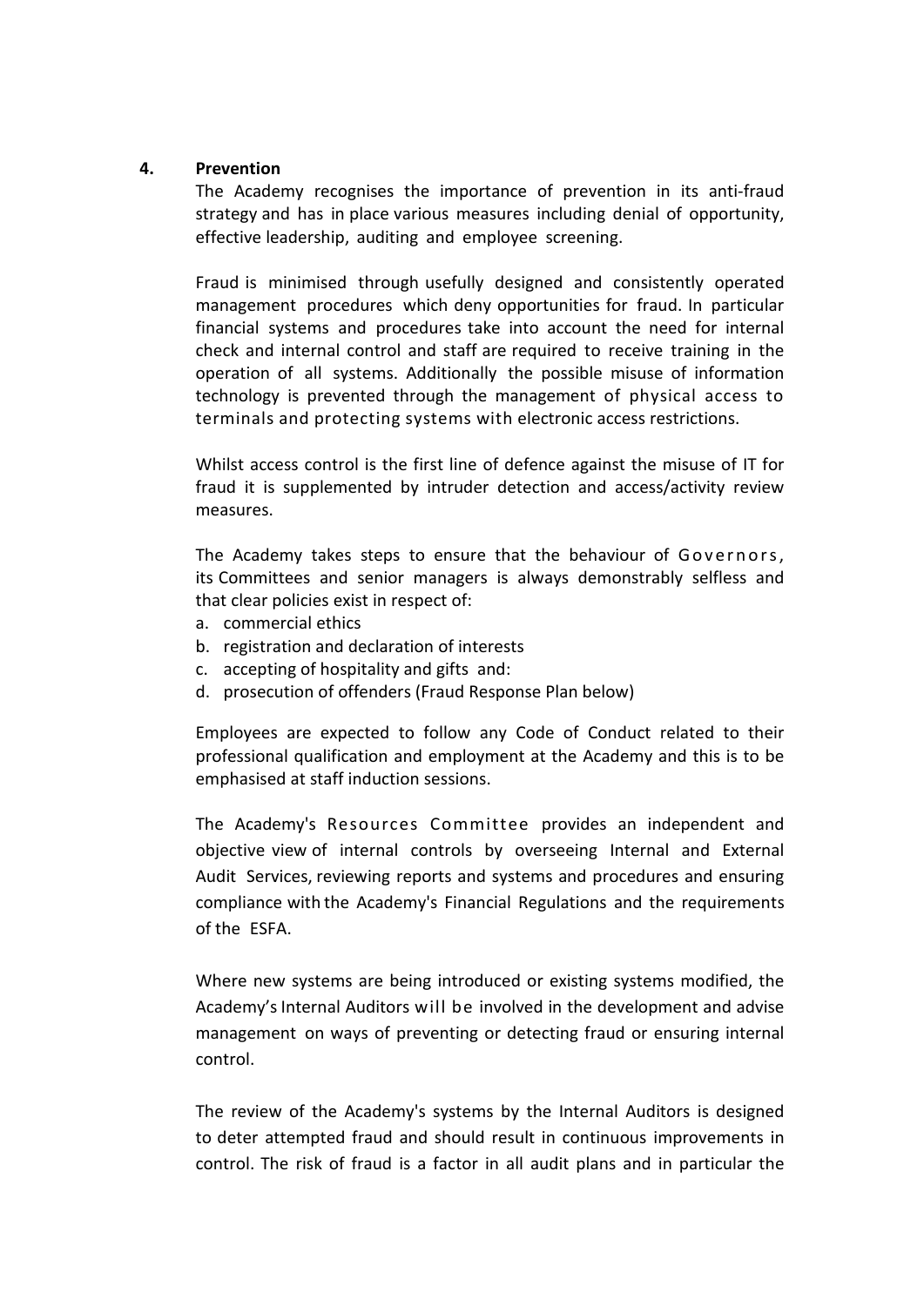## 4. Prevention

The Academy recognises the importance of prevention in its anti-fraud strategy and has in place various measures including denial of opportunity, effective leadership, auditing and employee screening.

Fraud is minimised through usefully designed and consistently operated management procedures which deny opportunities for fraud. In particular financial systems and procedures take into account the need for internal check and internal control and staff are required to receive training in the operation of all systems. Additionally the possible misuse of information technology is prevented through the management of physical access to terminals and protecting systems with electronic access restrictions.

Whilst access control is the first line of defence against the misuse of IT for fraud it is supplemented by intruder detection and access/activity review measures.

The Academy takes steps to ensure that the behaviour of Governors, its Committees and senior managers is always demonstrably selfless and that clear policies exist in respect of:

a. commercial ethics
b. registration and declaration of interests
c. accepting of hospitality and gifts and:
d. prosecution of offenders (Fraud Response Plan below)

Employees are expected to follow any Code of Conduct related to their professional qualification and employment at the Academy and this is to be emphasised at staff induction sessions.

The Academy's Resources Committee provides an independent and objective view of internal controls by overseeing Internal and External Audit Services, reviewing reports and systems and procedures and ensuring compliance with the Academy's Financial Regulations and the requirements of the ESFA.

Where new systems are being introduced or existing systems modified, the Academy's Internal Auditors will be involved in the development and advise management on ways of preventing or detecting fraud or ensuring internal control.

The review of the Academy's systems by the Internal Auditors is designed to deter attempted fraud and should result in continuous improvements in control. The risk of fraud is a factor in all audit plans and in particular the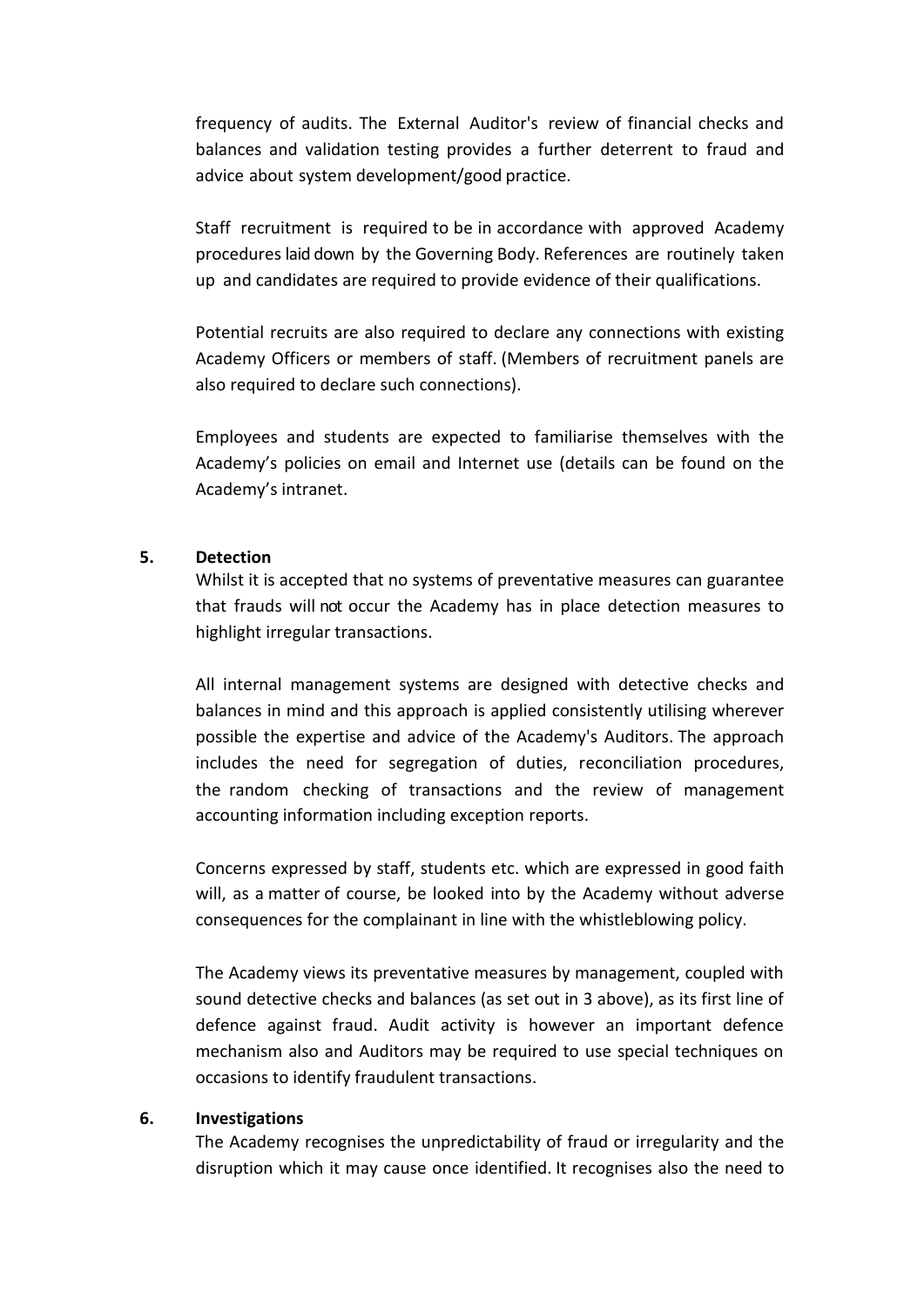frequency of audits. The External Auditor's review of financial checks and balances and validation testing provides a further deterrent to fraud and advice about system development/good practice.

Staff recruitment is required to be in accordance with approved Academy procedures laid down by the Governing Body. References are routinely taken up and candidates are required to provide evidence of their qualifications.

Potential recruits are also required to declare any connections with existing Academy Officers or members of staff. (Members of recruitment panels are also required to declare such connections).

Employees and students are expected to familiarise themselves with the Academy's policies on email and Internet use (details can be found on the Academy's intranet.

## 5. Detection

Whilst it is accepted that no systems of preventative measures can guarantee that frauds will not occur the Academy has in place detection measures to highlight irregular transactions.

All internal management systems are designed with detective checks and balances in mind and this approach is applied consistently utilising wherever possible the expertise and advice of the Academy's Auditors. The approach includes the need for segregation of duties, reconciliation procedures, the random checking of transactions and the review of management accounting information including exception reports.

Concerns expressed by staff, students etc. which are expressed in good faith will, as a matter of course, be looked into by the Academy without adverse consequences for the complainant in line with the whistleblowing policy.

The Academy views its preventative measures by management, coupled with sound detective checks and balances (as set out in 3 above), as its first line of defence against fraud. Audit activity is however an important defence mechanism also and Auditors may be required to use special techniques on occasions to identify fraudulent transactions.

## 6. Investigations

The Academy recognises the unpredictability of fraud or irregularity and the disruption which it may cause once identified. It recognises also the need to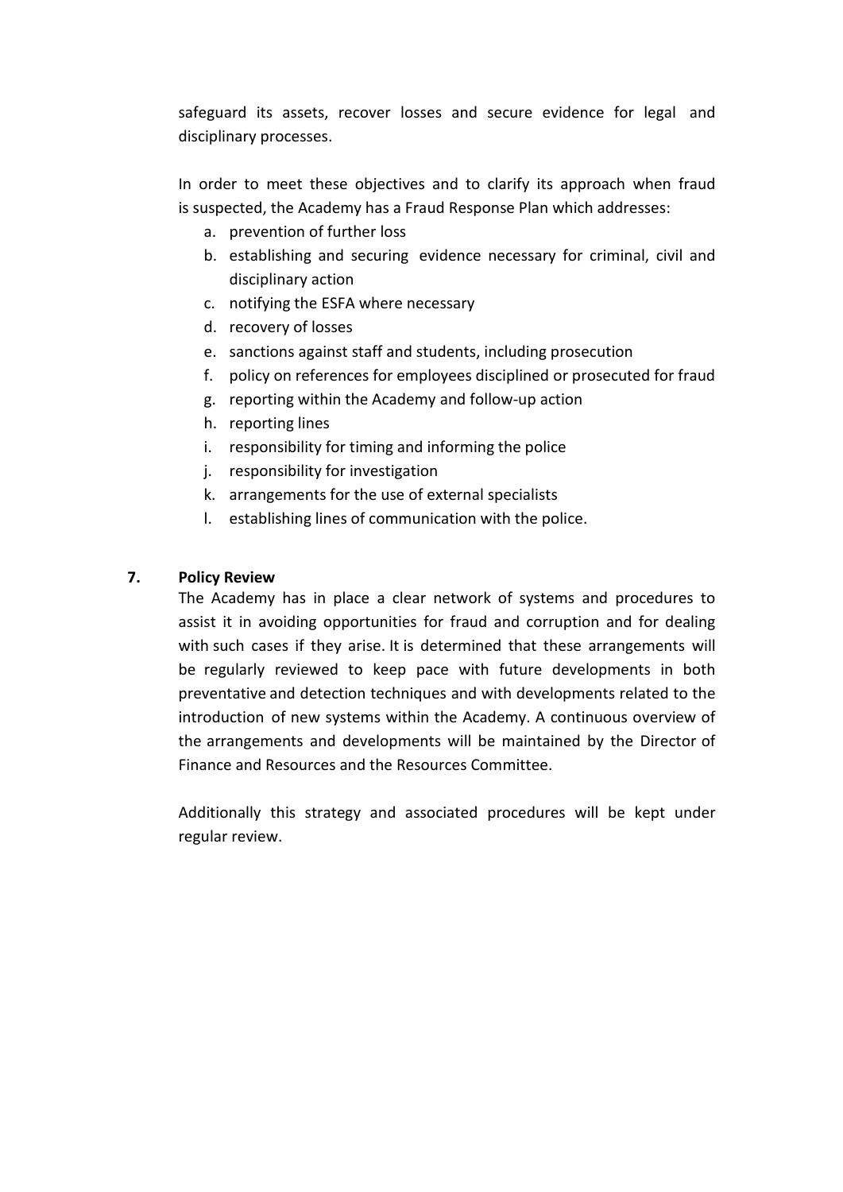safeguard its assets, recover losses and secure evidence for legal and disciplinary processes.

In order to meet these objectives and to clarify its approach when fraud is suspected, the Academy has a Fraud Response Plan which addresses:

a. prevention of further loss
b. establishing and securing evidence necessary for criminal, civil and disciplinary action
c. notifying the ESFA where necessary
d. recovery of losses
e. sanctions against staff and students, including prosecution
f. policy on references for employees disciplined or prosecuted for fraud
g. reporting within the Academy and follow-up action
h. reporting lines
i. responsibility for timing and informing the police
j. responsibility for investigation
k. arrangements for the use of external specialists
l. establishing lines of communication with the police.

## 7. Policy Review

The Academy has in place a clear network of systems and procedures to assist it in avoiding opportunities for fraud and corruption and for dealing with such cases if they arise. It is determined that these arrangements will be regularly reviewed to keep pace with future developments in both preventative and detection techniques and with developments related to the introduction of new systems within the Academy. A continuous overview of the arrangements and developments will be maintained by the Director of Finance and Resources and the Resources Committee.

Additionally this strategy and associated procedures will be kept under regular review.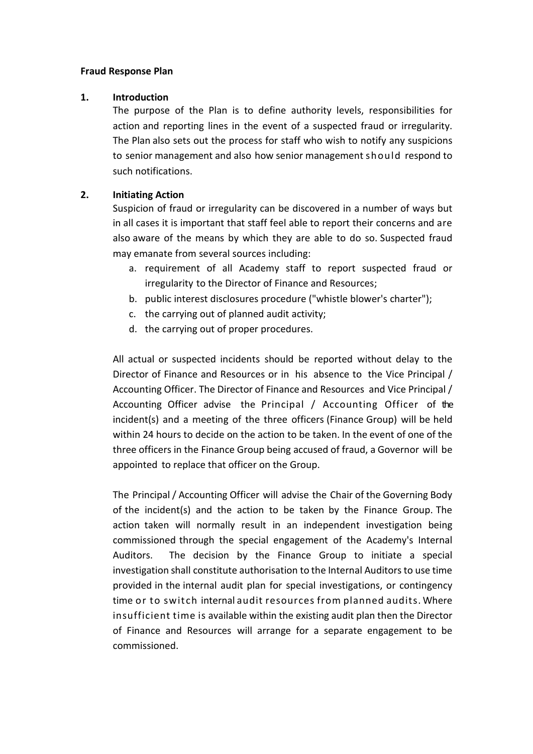**Fraud Response Plan**

## 1. Introduction

The purpose of the Plan is to define authority levels, responsibilities for action and reporting lines in the event of a suspected fraud or irregularity. The Plan also sets out the process for staff who wish to notify any suspicions to senior management and also how senior management should respond to such notifications.

## 2. Initiating Action

Suspicion of fraud or irregularity can be discovered in a number of ways but in all cases it is important that staff feel able to report their concerns and are also aware of the means by which they are able to do so. Suspected fraud may emanate from several sources including:

a. requirement of all Academy staff to report suspected fraud or irregularity to the Director of Finance and Resources;
b. public interest disclosures procedure ("whistle blower's charter");
c. the carrying out of planned audit activity;
d. the carrying out of proper procedures.

All actual or suspected incidents should be reported without delay to the Director of Finance and Resources or in his absence to the Vice Principal / Accounting Officer. The Director of Finance and Resources and Vice Principal / Accounting Officer advise the Principal / Accounting Officer of the incident(s) and a meeting of the three officers (Finance Group) will be held within 24 hours to decide on the action to be taken. In the event of one of the three officers in the Finance Group being accused of fraud, a Governor will be appointed to replace that officer on the Group.

The Principal / Accounting Officer will advise the Chair of the Governing Body of the incident(s) and the action to be taken by the Finance Group. The action taken will normally result in an independent investigation being commissioned through the special engagement of the Academy's Internal Auditors. The decision by the Finance Group to initiate a special investigation shall constitute authorisation to the Internal Auditors to use time provided in the internal audit plan for special investigations, or contingency time or to switch internal audit resources from planned audits. Where insufficient time is available within the existing audit plan then the Director of Finance and Resources will arrange for a separate engagement to be commissioned.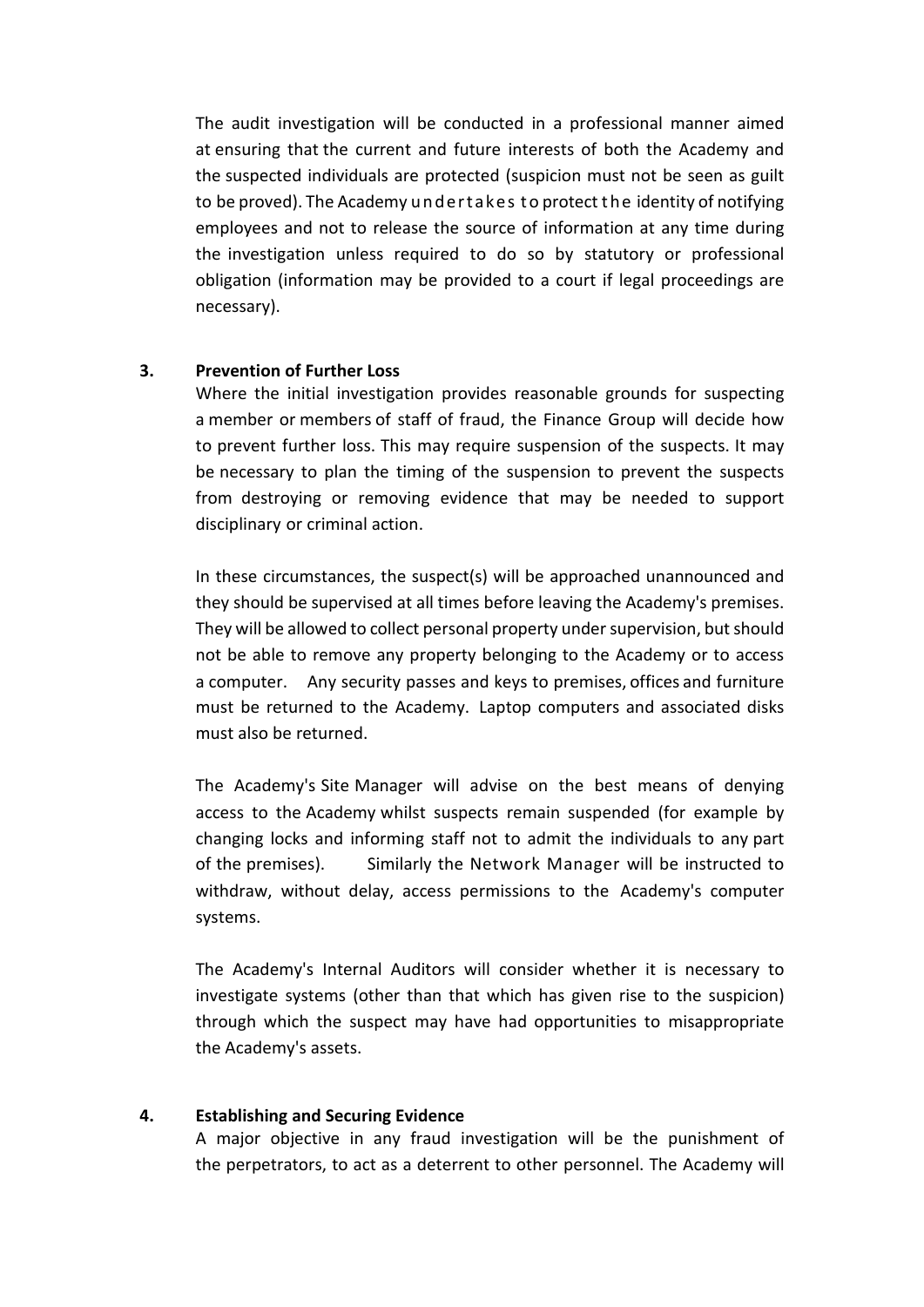The audit investigation will be conducted in a professional manner aimed at ensuring that the current and future interests of both the Academy and the suspected individuals are protected (suspicion must not be seen as guilt to be proved). The Academy undertakes to protect the identity of notifying employees and not to release the source of information at any time during the investigation unless required to do so by statutory or professional obligation (information may be provided to a court if legal proceedings are necessary).

## 3. Prevention of Further Loss

Where the initial investigation provides reasonable grounds for suspecting a member or members of staff of fraud, the Finance Group will decide how to prevent further loss. This may require suspension of the suspects. It may be necessary to plan the timing of the suspension to prevent the suspects from destroying or removing evidence that may be needed to support disciplinary or criminal action.

In these circumstances, the suspect(s) will be approached unannounced and they should be supervised at all times before leaving the Academy's premises. They will be allowed to collect personal property under supervision, but should not be able to remove any property belonging to the Academy or to access a computer. Any security passes and keys to premises, offices and furniture must be returned to the Academy. Laptop computers and associated disks must also be returned.

The Academy's Site Manager will advise on the best means of denying access to the Academy whilst suspects remain suspended (for example by changing locks and informing staff not to admit the individuals to any part of the premises). Similarly the Network Manager will be instructed to withdraw, without delay, access permissions to the Academy's computer systems.

The Academy's Internal Auditors will consider whether it is necessary to investigate systems (other than that which has given rise to the suspicion) through which the suspect may have had opportunities to misappropriate the Academy's assets.

## 4. Establishing and Securing Evidence

A major objective in any fraud investigation will be the punishment of the perpetrators, to act as a deterrent to other personnel. The Academy will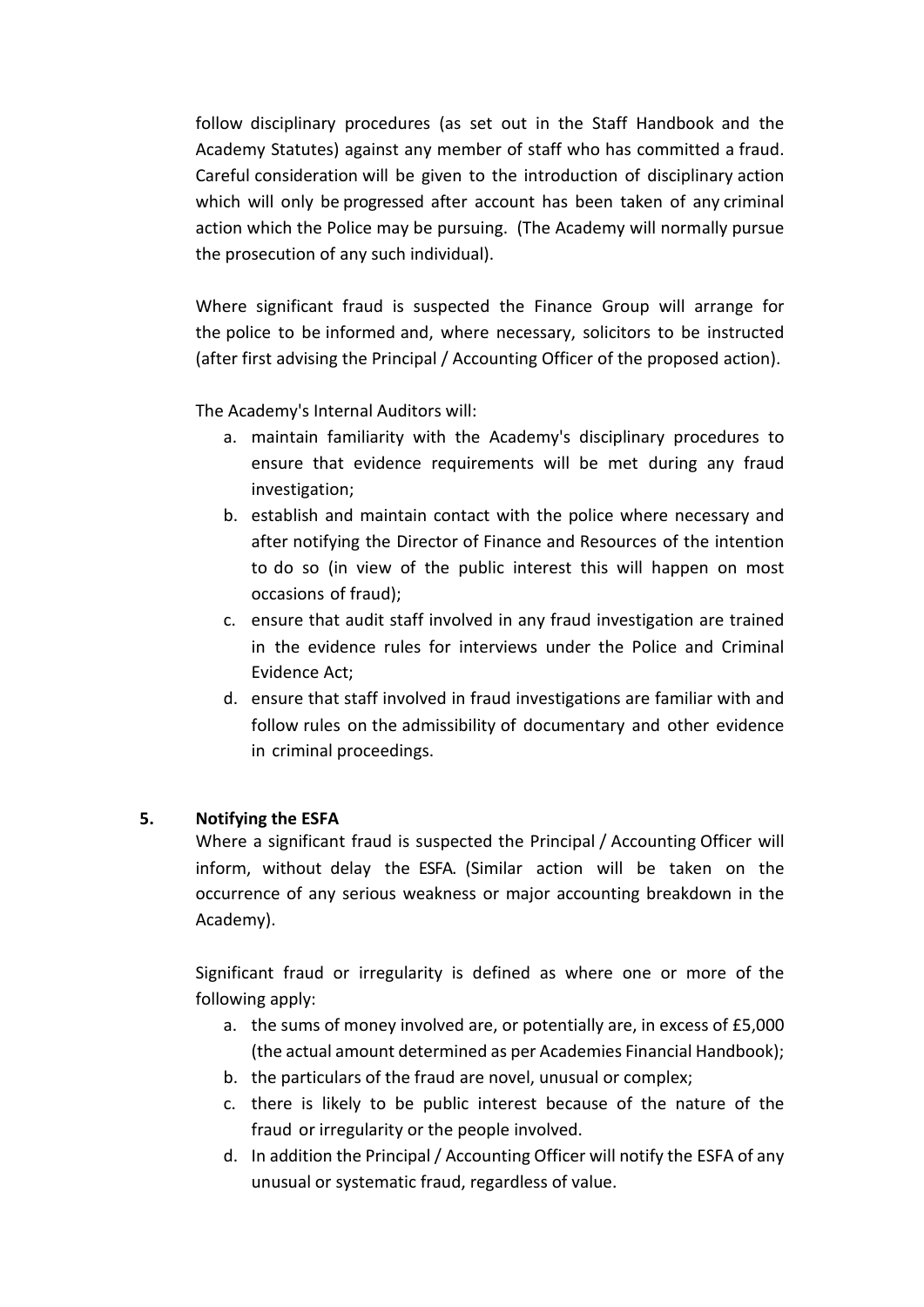follow disciplinary procedures (as set out in the Staff Handbook and the Academy Statutes) against any member of staff who has committed a fraud. Careful consideration will be given to the introduction of disciplinary action which will only be progressed after account has been taken of any criminal action which the Police may be pursuing. (The Academy will normally pursue the prosecution of any such individual).

Where significant fraud is suspected the Finance Group will arrange for the police to be informed and, where necessary, solicitors to be instructed (after first advising the Principal / Accounting Officer of the proposed action).

The Academy's Internal Auditors will:

a. maintain familiarity with the Academy's disciplinary procedures to ensure that evidence requirements will be met during any fraud investigation;
b. establish and maintain contact with the police where necessary and after notifying the Director of Finance and Resources of the intention to do so (in view of the public interest this will happen on most occasions of fraud);
c. ensure that audit staff involved in any fraud investigation are trained in the evidence rules for interviews under the Police and Criminal Evidence Act;
d. ensure that staff involved in fraud investigations are familiar with and follow rules on the admissibility of documentary and other evidence in criminal proceedings.

## 5. Notifying the ESFA

Where a significant fraud is suspected the Principal / Accounting Officer will inform, without delay the ESFA. (Similar action will be taken on the occurrence of any serious weakness or major accounting breakdown in the Academy).

Significant fraud or irregularity is defined as where one or more of the following apply:

a. the sums of money involved are, or potentially are, in excess of £5,000 (the actual amount determined as per Academies Financial Handbook);
b. the particulars of the fraud are novel, unusual or complex;
c. there is likely to be public interest because of the nature of the fraud or irregularity or the people involved.
d. In addition the Principal / Accounting Officer will notify the ESFA of any unusual or systematic fraud, regardless of value.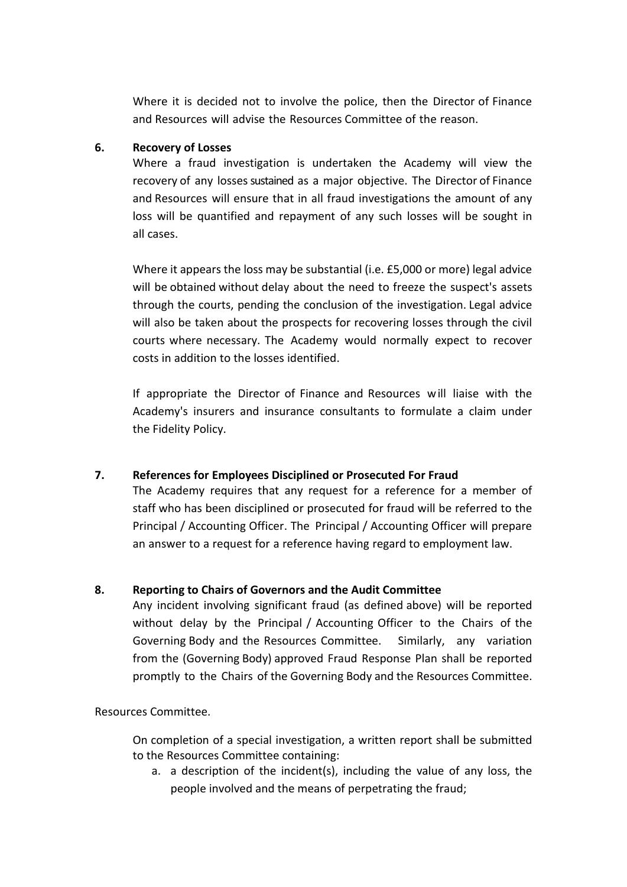Where it is decided not to involve the police, then the Director of Finance and Resources will advise the Resources Committee of the reason.

## 6. Recovery of Losses

Where a fraud investigation is undertaken the Academy will view the recovery of any losses sustained as a major objective. The Director of Finance and Resources will ensure that in all fraud investigations the amount of any loss will be quantified and repayment of any such losses will be sought in all cases.

Where it appears the loss may be substantial (i.e. £5,000 or more) legal advice will be obtained without delay about the need to freeze the suspect's assets through the courts, pending the conclusion of the investigation. Legal advice will also be taken about the prospects for recovering losses through the civil courts where necessary. The Academy would normally expect to recover costs in addition to the losses identified.

If appropriate the Director of Finance and Resources will liaise with the Academy's insurers and insurance consultants to formulate a claim under the Fidelity Policy.

## 7. References for Employees Disciplined or Prosecuted For Fraud

The Academy requires that any request for a reference for a member of staff who has been disciplined or prosecuted for fraud will be referred to the Principal / Accounting Officer. The Principal / Accounting Officer will prepare an answer to a request for a reference having regard to employment law.

## 8. Reporting to Chairs of Governors and the Audit Committee

Any incident involving significant fraud (as defined above) will be reported without delay by the Principal / Accounting Officer to the Chairs of the Governing Body and the Resources Committee. Similarly, any variation from the (Governing Body) approved Fraud Response Plan shall be reported promptly to the Chairs of the Governing Body and the Resources Committee.

Resources Committee.

On completion of a special investigation, a written report shall be submitted to the Resources Committee containing:

a. a description of the incident(s), including the value of any loss, the people involved and the means of perpetrating the fraud;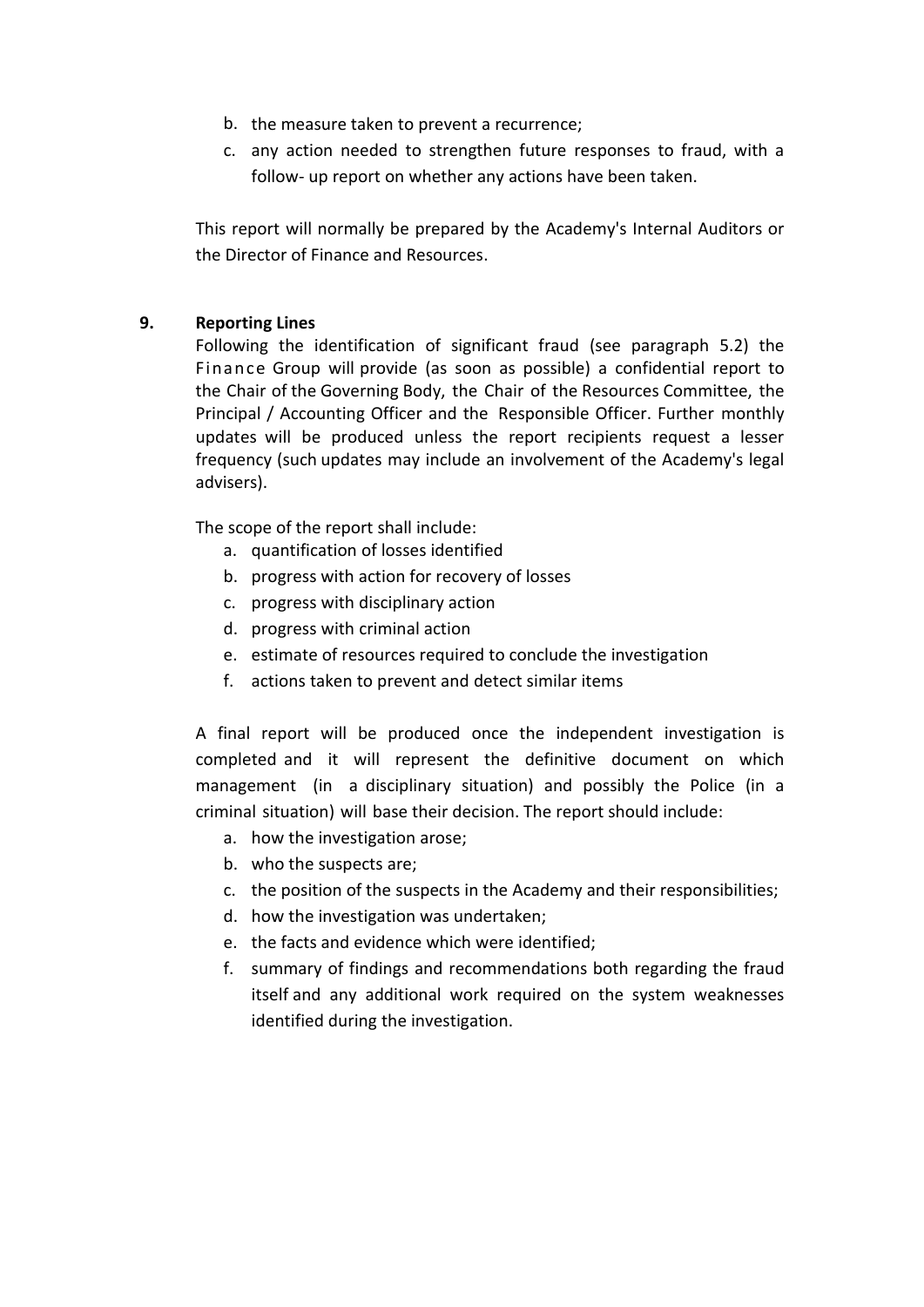b. the measure taken to prevent a recurrence;
c. any action needed to strengthen future responses to fraud, with a follow- up report on whether any actions have been taken.

This report will normally be prepared by the Academy's Internal Auditors or the Director of Finance and Resources.

## 9. Reporting Lines

Following the identification of significant fraud (see paragraph 5.2) the Finance Group will provide (as soon as possible) a confidential report to the Chair of the Governing Body, the Chair of the Resources Committee, the Principal / Accounting Officer and the Responsible Officer. Further monthly updates will be produced unless the report recipients request a lesser frequency (such updates may include an involvement of the Academy's legal advisers).

The scope of the report shall include:

a. quantification of losses identified
b. progress with action for recovery of losses
c. progress with disciplinary action
d. progress with criminal action
e. estimate of resources required to conclude the investigation
f. actions taken to prevent and detect similar items

A final report will be produced once the independent investigation is completed and it will represent the definitive document on which management (in a disciplinary situation) and possibly the Police (in a criminal situation) will base their decision. The report should include:

a. how the investigation arose;
b. who the suspects are;
c. the position of the suspects in the Academy and their responsibilities;
d. how the investigation was undertaken;
e. the facts and evidence which were identified;
f. summary of findings and recommendations both regarding the fraud itself and any additional work required on the system weaknesses identified during the investigation.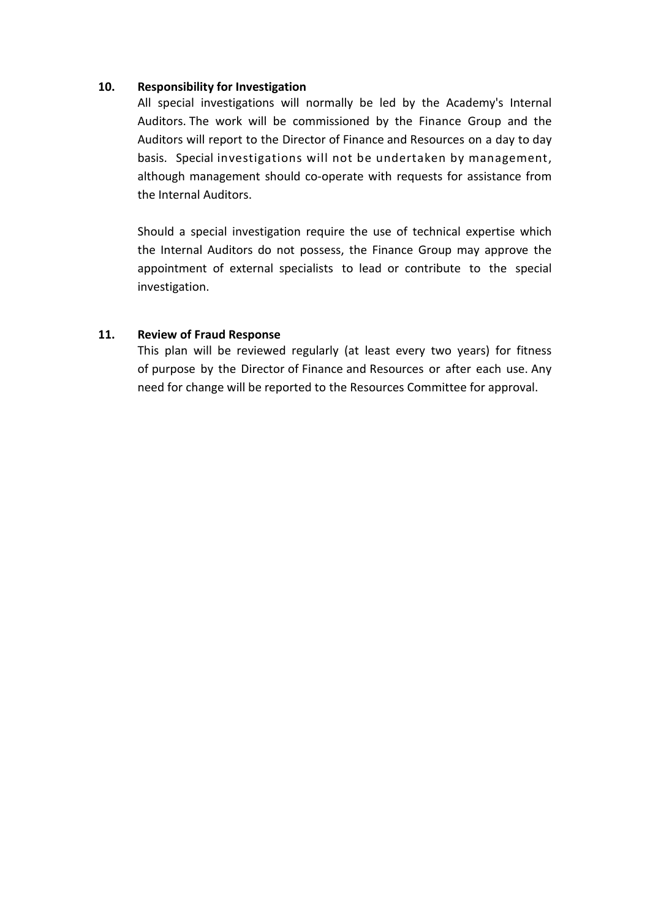## 10. Responsibility for Investigation

All special investigations will normally be led by the Academy's Internal Auditors. The work will be commissioned by the Finance Group and the Auditors will report to the Director of Finance and Resources on a day to day basis. Special investigations will not be undertaken by management, although management should co-operate with requests for assistance from the Internal Auditors.

Should a special investigation require the use of technical expertise which the Internal Auditors do not possess, the Finance Group may approve the appointment of external specialists to lead or contribute to the special investigation.

## 11. Review of Fraud Response

This plan will be reviewed regularly (at least every two years) for fitness of purpose by the Director of Finance and Resources or after each use. Any need for change will be reported to the Resources Committee for approval.